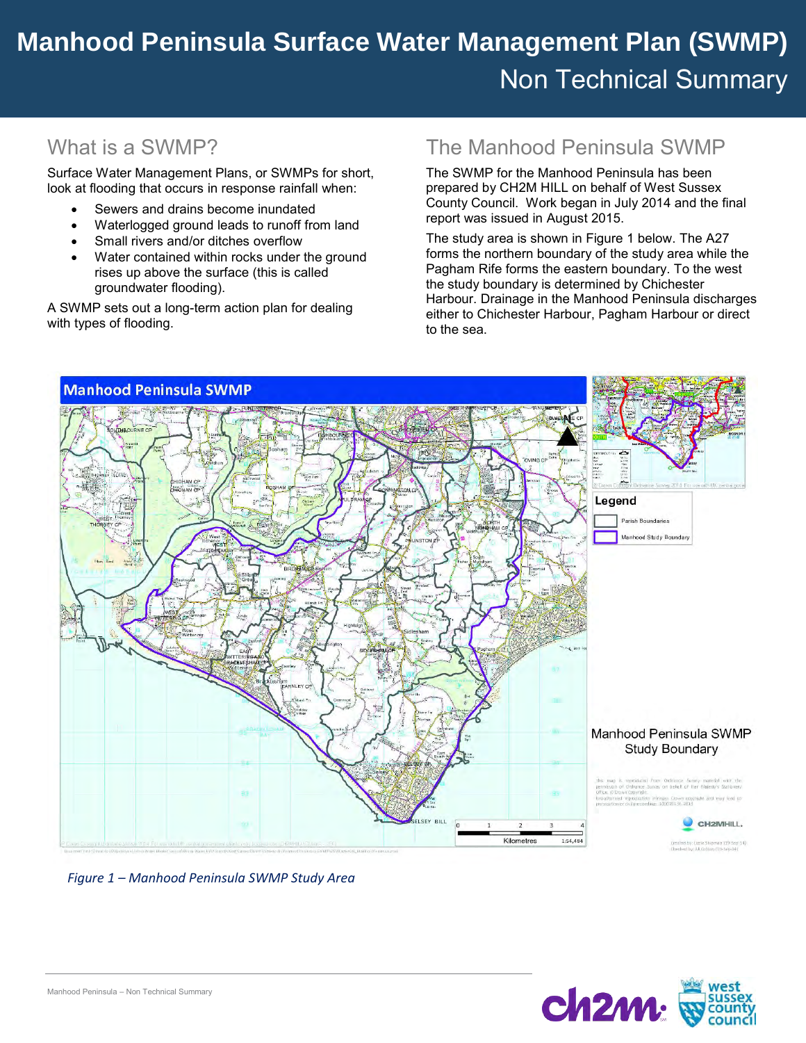# Manhood Peninsula Surface Water Management Plan (SWMP)

## Non Technical Summary

## What is a SWMP?

Surface Water Management Plans, or SWMPs for short, look at flooding that occurs in response rainfall when:

- Sewers and drains become inundated
- Waterlogged ground leads to runoff from land
- Small rivers and/or ditches overflow
- Water contained within rocks under the ground rises up above the surface (this is called groundwater flooding).

A SWMP sets out a long-term action plan for dealing with types of flooding.

## The Manhood Peninsula SWMP

The SWMP for the Manhood Peninsula has been prepared by CH2M HILL on behalf of West Sussex County Council. Work began in July 2014 and the final report was issued in August 2015.

The study area is shown in Figure 1 below. The A27 forms the northern boundary of the study area while the Pagham Rife forms the eastern boundary. To the west the study boundary is determined by Chichester Harbour. Drainage in the Manhood Peninsula discharges either to Chichester Harbour, Pagham Harbour or direct to the sea.

*Figure 1 – Manhood Peninsula SWMP Study Area*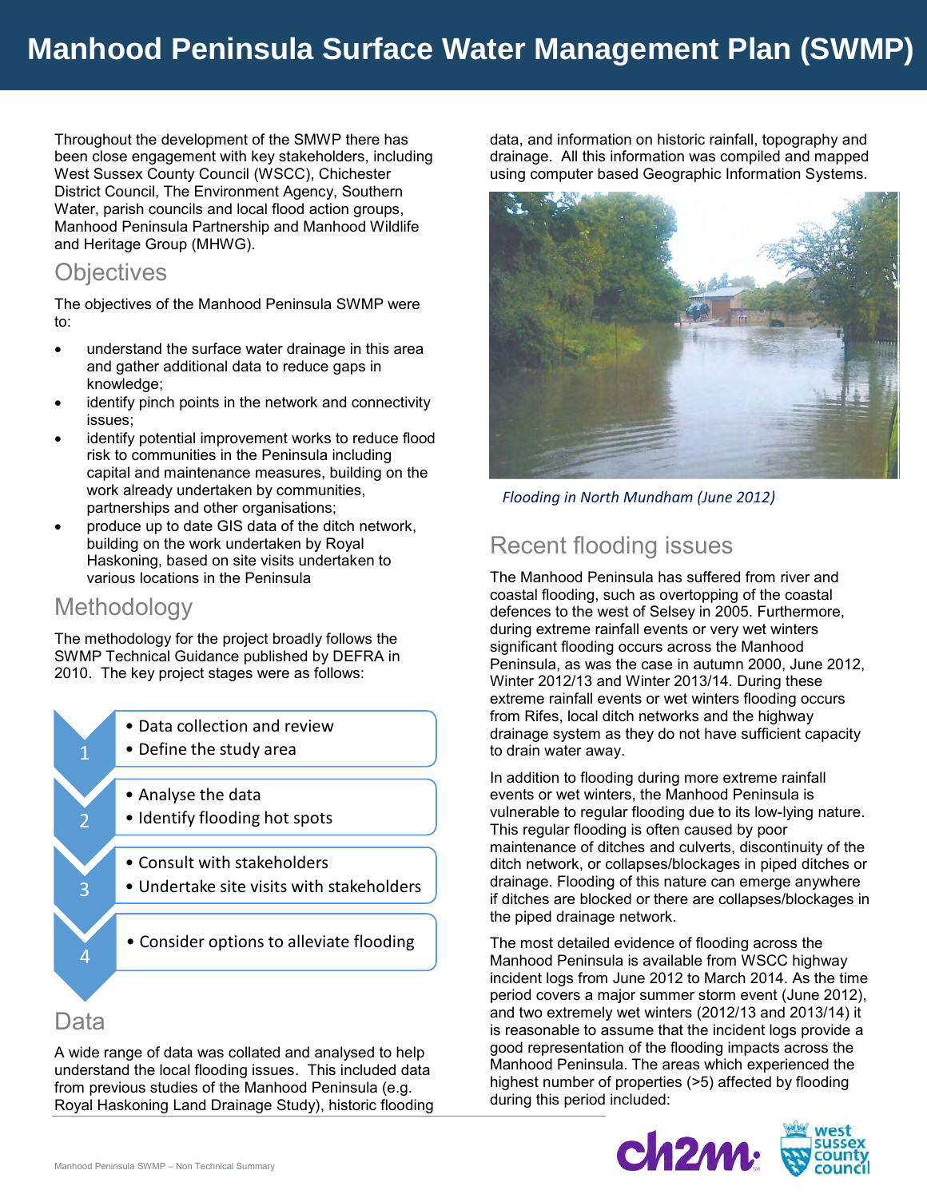# Manhood Peninsula Surface Water Management Plan (SWMP)

Throughout the development of the SMWP there has been close engagement with key stakeholders, including West Sussex County Council (WSCC), Chichester District Council, The Environment Agency, Southern Water, parish councils and local flood action groups, Manhood Peninsula Partnership and Manhood Wildlife and Heritage Group (MHWG).

## Objectives

The objectives of the Manhood Peninsula SWMP were to:

- understand the surface water drainage in this area and gather additional data to reduce gaps in knowledge;
- identify pinch points in the network and connectivity issues;
- identify potential improvement works to reduce flood risk to communities in the Peninsula including capital and maintenance measures, building on the work already undertaken by communities, partnerships and other organisations;
- produce up to date GIS data of the ditch network, building on the work undertaken by Royal Haskoning, based on site visits undertaken to various locations in the Peninsula

## Methodology

The methodology for the project broadly follows the SWMP Technical Guidance published by DEFRA in 2010. The key project stages were as follows:

1. 
   - Data collection and review
   - Define the study area
2. 
   - Analyse the data
   - Identify flooding hot spots
3. 
   - Consult with stakeholders
   - Undertake site visits with stakeholders
4. 
   - Consider options to alleviate flooding

## Data

A wide range of data was collated and analysed to help understand the local flooding issues. This included data from previous studies of the Manhood Peninsula (e.g. Royal Haskoning Land Drainage Study), historic flooding data, and information on historic rainfall, topography and drainage. All this information was compiled and mapped using computer based Geographic Information Systems.

*Flooding in North Mundham (June 2012)*

## Recent flooding issues

The Manhood Peninsula has suffered from river and coastal flooding, such as overtopping of the coastal defences to the west of Selsey in 2005. Furthermore, during extreme rainfall events or very wet winters significant flooding occurs across the Manhood Peninsula, as was the case in autumn 2000, June 2012, Winter 2012/13 and Winter 2013/14. During these extreme rainfall events or wet winters flooding occurs from Rifes, local ditch networks and the highway drainage system as they do not have sufficient capacity to drain water away.

In addition to flooding during more extreme rainfall events or wet winters, the Manhood Peninsula is vulnerable to regular flooding due to its low-lying nature. This regular flooding is often caused by poor maintenance of ditches and culverts, discontinuity of the ditch network, or collapses/blockages in piped ditches or drainage. Flooding of this nature can emerge anywhere if ditches are blocked or there are collapses/blockages in the piped drainage network.

The most detailed evidence of flooding across the Manhood Peninsula is available from WSCC highway incident logs from June 2012 to March 2014. As the time period covers a major summer storm event (June 2012), and two extremely wet winters (2012/13 and 2013/14) it is reasonable to assume that the incident logs provide a good representation of the flooding impacts across the Manhood Peninsula. The areas which experienced the highest number of properties (>5) affected by flooding during this period included: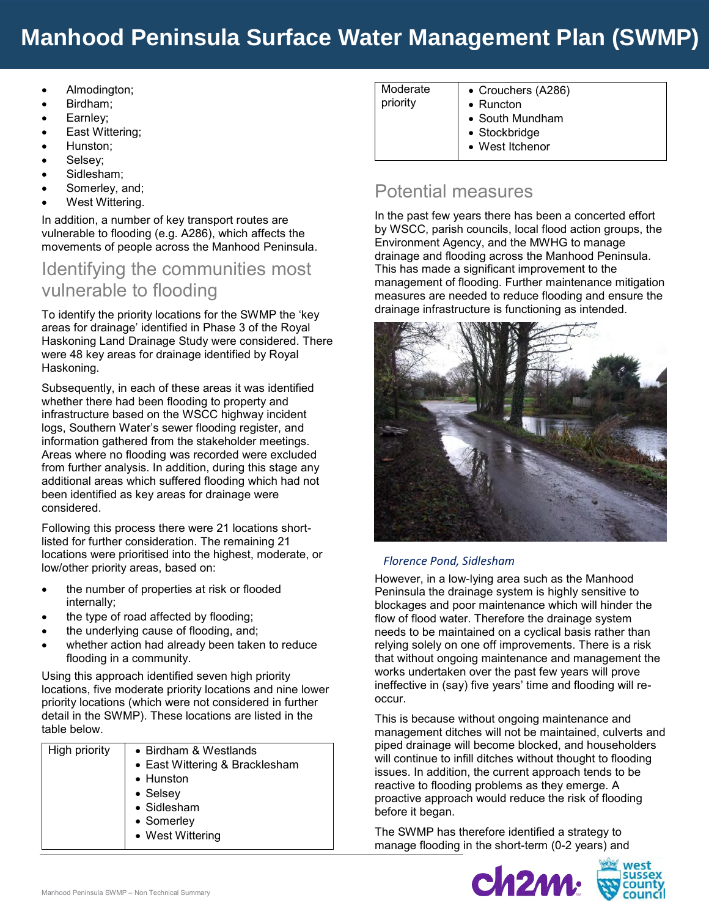- Almodington;
- Birdham;
- Earnley;
- East Wittering;
- Hunston;
- Selsey;
- Sidlesham;
- Somerley, and;
- West Wittering.

In addition, a number of key transport routes are vulnerable to flooding (e.g. A286), which affects the movements of people across the Manhood Peninsula.

## Identifying the communities most vulnerable to flooding

To identify the priority locations for the SWMP the 'key areas for drainage' identified in Phase 3 of the Royal Haskoning Land Drainage Study were considered. There were 48 key areas for drainage identified by Royal Haskoning.

Subsequently, in each of these areas it was identified whether there had been flooding to property and infrastructure based on the WSCC highway incident logs, Southern Water's sewer flooding register, and information gathered from the stakeholder meetings. Areas where no flooding was recorded were excluded from further analysis. In addition, during this stage any additional areas which suffered flooding which had not been identified as key areas for drainage were considered.

Following this process there were 21 locations short-listed for further consideration. The remaining 21 locations were prioritised into the highest, moderate, or low/other priority areas, based on:

- the number of properties at risk or flooded internally;
- the type of road affected by flooding;
- the underlying cause of flooding, and;
- whether action had already been taken to reduce flooding in a community.

Using this approach identified seven high priority locations, five moderate priority locations and nine lower priority locations (which were not considered in further detail in the SWMP). These locations are listed in the table below.

| Priority | Locations |
|---|---|
| High priority | • Birdham & Westlands<br>• East Wittering & Bracklesham<br>• Hunston<br>• Selsey<br>• Sidlesham<br>• Somerley<br>• West Wittering |
| Moderate priority | • Crouchers (A286)<br>• Runcton<br>• South Mundham<br>• Stockbridge<br>• West Itchenor |

## Potential measures

In the past few years there has been a concerted effort by WSCC, parish councils, local flood action groups, the Environment Agency, and the MWHG to manage drainage and flooding across the Manhood Peninsula. This has made a significant improvement to the management of flooding. Further maintenance mitigation measures are needed to reduce flooding and ensure the drainage infrastructure is functioning as intended.

*Florence Pond, Sidlesham*

However, in a low-lying area such as the Manhood Peninsula the drainage system is highly sensitive to blockages and poor maintenance which will hinder the flow of flood water. Therefore the drainage system needs to be maintained on a cyclical basis rather than relying solely on one off improvements. There is a risk that without ongoing maintenance and management the works undertaken over the past few years will prove ineffective in (say) five years' time and flooding will re-occur.

This is because without ongoing maintenance and management ditches will not be maintained, culverts and piped drainage will become blocked, and householders will continue to infill ditches without thought to flooding issues. In addition, the current approach tends to be reactive to flooding problems as they emerge. A proactive approach would reduce the risk of flooding before it began.

The SWMP has therefore identified a strategy to manage flooding in the short-term (0-2 years) and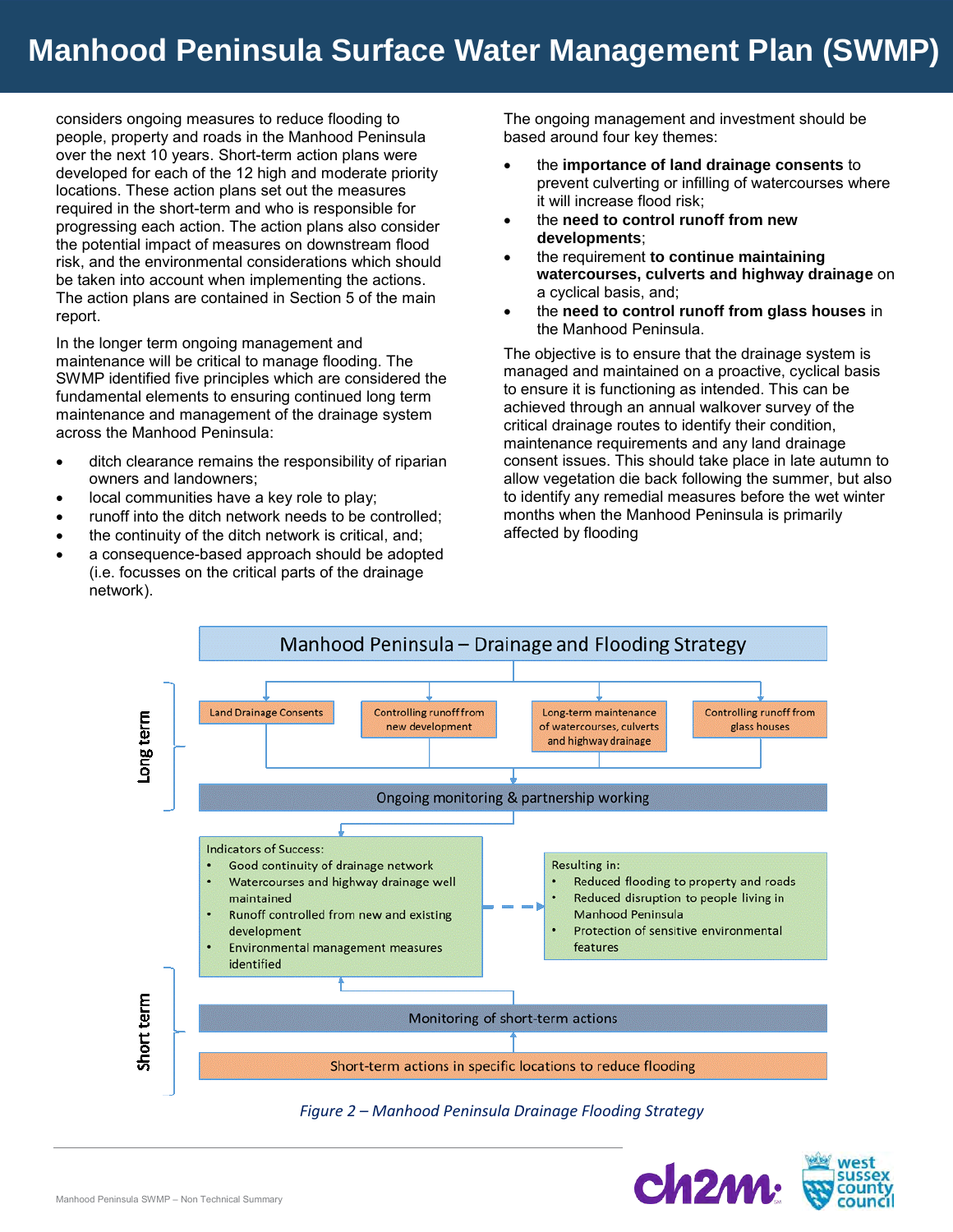# Manhood Peninsula Surface Water Management Plan (SWMP)

considers ongoing measures to reduce flooding to people, property and roads in the Manhood Peninsula over the next 10 years. Short-term action plans were developed for each of the 12 high and moderate priority locations. These action plans set out the measures required in the short-term and who is responsible for progressing each action. The action plans also consider the potential impact of measures on downstream flood risk, and the environmental considerations which should be taken into account when implementing the actions. The action plans are contained in Section 5 of the main report.

In the longer term ongoing management and maintenance will be critical to manage flooding. The SWMP identified five principles which are considered the fundamental elements to ensuring continued long term maintenance and management of the drainage system across the Manhood Peninsula:

- ditch clearance remains the responsibility of riparian owners and landowners;
- local communities have a key role to play;
- runoff into the ditch network needs to be controlled;
- the continuity of the ditch network is critical, and;
- a consequence-based approach should be adopted (i.e. focusses on the critical parts of the drainage network).

The ongoing management and investment should be based around four key themes:

- the **importance of land drainage consents** to prevent culverting or infilling of watercourses where it will increase flood risk;
- the **need to control runoff from new developments**;
- the requirement **to continue maintaining watercourses, culverts and highway drainage** on a cyclical basis, and;
- the **need to control runoff from glass houses** in the Manhood Peninsula.

The objective is to ensure that the drainage system is managed and maintained on a proactive, cyclical basis to ensure it is functioning as intended. This can be achieved through an annual walkover survey of the critical drainage routes to identify their condition, maintenance requirements and any land drainage consent issues. This should take place in late autumn to allow vegetation die back following the summer, but also to identify any remedial measures before the wet winter months when the Manhood Peninsula is primarily affected by flooding

Manhood Peninsula – Drainage and Flooding Strategy

Long term

Land Drainage Consents

Controlling runoff from new development

Long-term maintenance of watercourses, culverts and highway drainage

Controlling runoff from glass houses

Ongoing monitoring & partnership working

Indicators of Success:
- Good continuity of drainage network
- Watercourses and highway drainage well maintained
- Runoff controlled from new and existing development
- Environmental management measures identified

Resulting in:
- Reduced flooding to property and roads
- Reduced disruption to people living in Manhood Peninsula
- Protection of sensitive environmental features

Short term

Monitoring of short-term actions

Short-term actions in specific locations to reduce flooding

*Figure 2 – Manhood Peninsula Drainage Flooding Strategy*